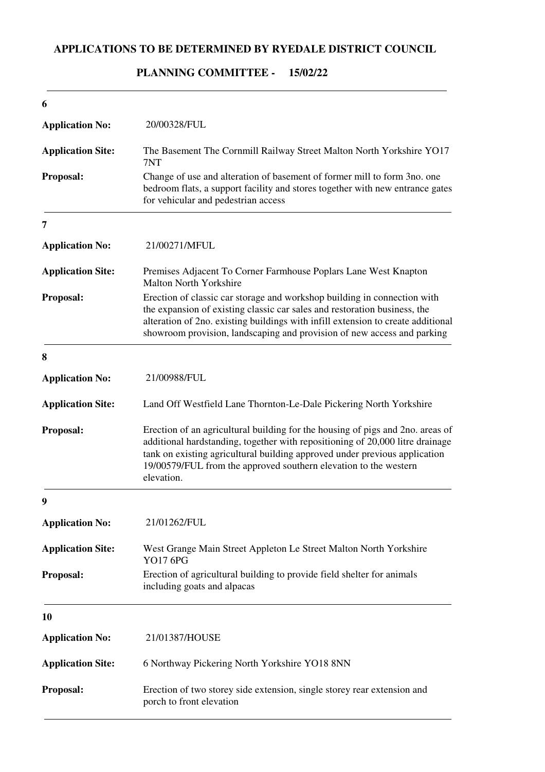# APPLICATIONS TO BE DETERMINED BY RYEDALE DISTRICT COUNCIL

## PLANNING COMMITTEE - 15/02/22

---

**6**

| | |
|---|---|
| **Application No:** | 20/00328/FUL |
| **Application Site:** | The Basement The Cornmill Railway Street Malton North Yorkshire YO17 7NT |
| **Proposal:** | Change of use and alteration of basement of former mill to form 3no. one bedroom flats, a support facility and stores together with new entrance gates for vehicular and pedestrian access |

---

**7**

| | |
|---|---|
| **Application No:** | 21/00271/MFUL |
| **Application Site:** | Premises Adjacent To Corner Farmhouse Poplars Lane West Knapton Malton North Yorkshire |
| **Proposal:** | Erection of classic car storage and workshop building in connection with the expansion of existing classic car sales and restoration business, the alteration of 2no. existing buildings with infill extension to create additional showroom provision, landscaping and provision of new access and parking |

---

**8**

| | |
|---|---|
| **Application No:** | 21/00988/FUL |
| **Application Site:** | Land Off Westfield Lane Thornton-Le-Dale Pickering North Yorkshire |
| **Proposal:** | Erection of an agricultural building for the housing of pigs and 2no. areas of additional hardstanding, together with repositioning of 20,000 litre drainage tank on existing agricultural building approved under previous application 19/00579/FUL from the approved southern elevation to the western elevation. |

---

**9**

| | |
|---|---|
| **Application No:** | 21/01262/FUL |
| **Application Site:** | West Grange Main Street Appleton Le Street Malton North Yorkshire YO17 6PG |
| **Proposal:** | Erection of agricultural building to provide field shelter for animals including goats and alpacas |

---

**10**

| | |
|---|---|
| **Application No:** | 21/01387/HOUSE |
| **Application Site:** | 6 Northway Pickering North Yorkshire YO18 8NN |
| **Proposal:** | Erection of two storey side extension, single storey rear extension and porch to front elevation |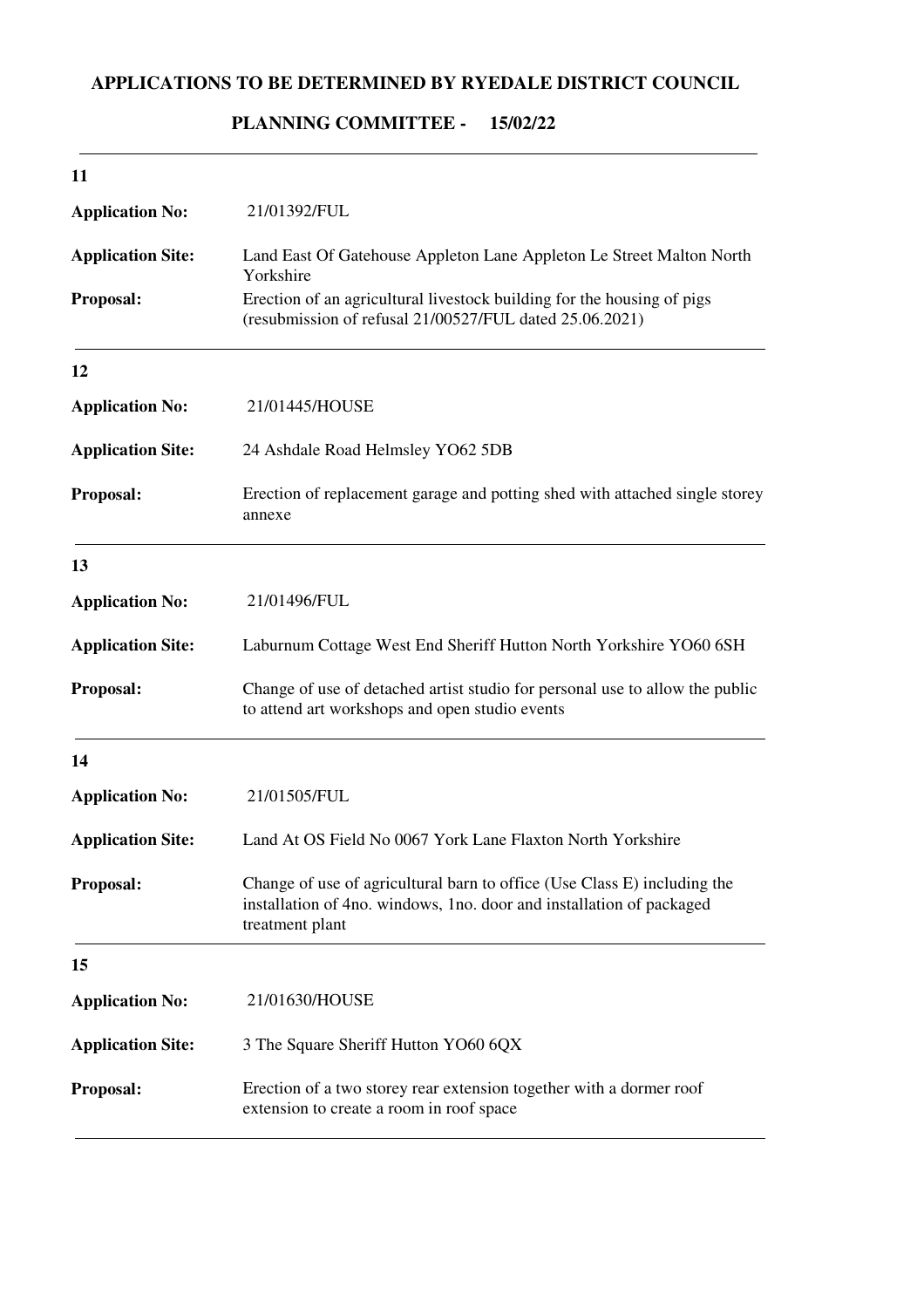**APPLICATIONS TO BE DETERMINED BY RYEDALE DISTRICT COUNCIL**

**PLANNING COMMITTEE - 15/02/22**

**11**

| | |
|---|---|
| **Application No:** | 21/01392/FUL |
| **Application Site:** | Land East Of Gatehouse Appleton Lane Appleton Le Street Malton North Yorkshire |
| **Proposal:** | Erection of an agricultural livestock building for the housing of pigs (resubmission of refusal 21/00527/FUL dated 25.06.2021) |

**12**

| | |
|---|---|
| **Application No:** | 21/01445/HOUSE |
| **Application Site:** | 24 Ashdale Road Helmsley YO62 5DB |
| **Proposal:** | Erection of replacement garage and potting shed with attached single storey annexe |

**13**

| | |
|---|---|
| **Application No:** | 21/01496/FUL |
| **Application Site:** | Laburnum Cottage West End Sheriff Hutton North Yorkshire YO60 6SH |
| **Proposal:** | Change of use of detached artist studio for personal use to allow the public to attend art workshops and open studio events |

**14**

| | |
|---|---|
| **Application No:** | 21/01505/FUL |
| **Application Site:** | Land At OS Field No 0067 York Lane Flaxton North Yorkshire |
| **Proposal:** | Change of use of agricultural barn to office (Use Class E) including the installation of 4no. windows, 1no. door and installation of packaged treatment plant |

**15**

| | |
|---|---|
| **Application No:** | 21/01630/HOUSE |
| **Application Site:** | 3 The Square Sheriff Hutton YO60 6QX |
| **Proposal:** | Erection of a two storey rear extension together with a dormer roof extension to create a room in roof space |